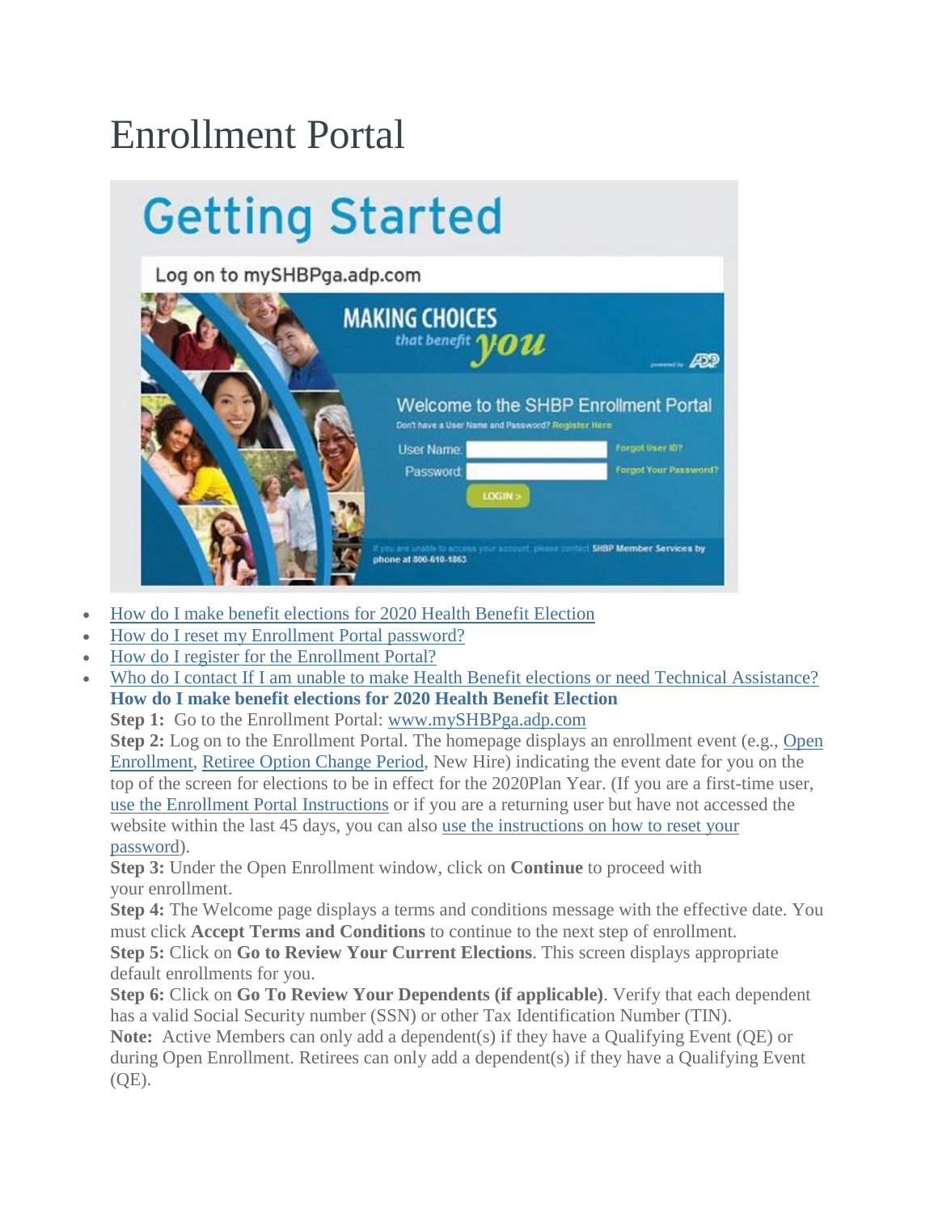# Enrollment Portal

- How do I make benefit elections for 2020 Health Benefit Election
- How do I reset my Enrollment Portal password?
- How do I register for the Enrollment Portal?
- Who do I contact If I am unable to make Health Benefit elections or need Technical Assistance?

**How do I make benefit elections for 2020 Health Benefit Election**

**Step 1:** Go to the Enrollment Portal: www.mySHBPga.adp.com

**Step 2:** Log on to the Enrollment Portal. The homepage displays an enrollment event (e.g., Open Enrollment, Retiree Option Change Period, New Hire) indicating the event date for you on the top of the screen for elections to be in effect for the 2020Plan Year. (If you are a first-time user, use the Enrollment Portal Instructions or if you are a returning user but have not accessed the website within the last 45 days, you can also use the instructions on how to reset your password).

**Step 3:** Under the Open Enrollment window, click on **Continue** to proceed with your enrollment.

**Step 4:** The Welcome page displays a terms and conditions message with the effective date. You must click **Accept Terms and Conditions** to continue to the next step of enrollment.

**Step 5:** Click on **Go to Review Your Current Elections**. This screen displays appropriate default enrollments for you.

**Step 6:** Click on **Go To Review Your Dependents (if applicable)**. Verify that each dependent has a valid Social Security number (SSN) or other Tax Identification Number (TIN).

**Note:** Active Members can only add a dependent(s) if they have a Qualifying Event (QE) or during Open Enrollment. Retirees can only add a dependent(s) if they have a Qualifying Event (QE).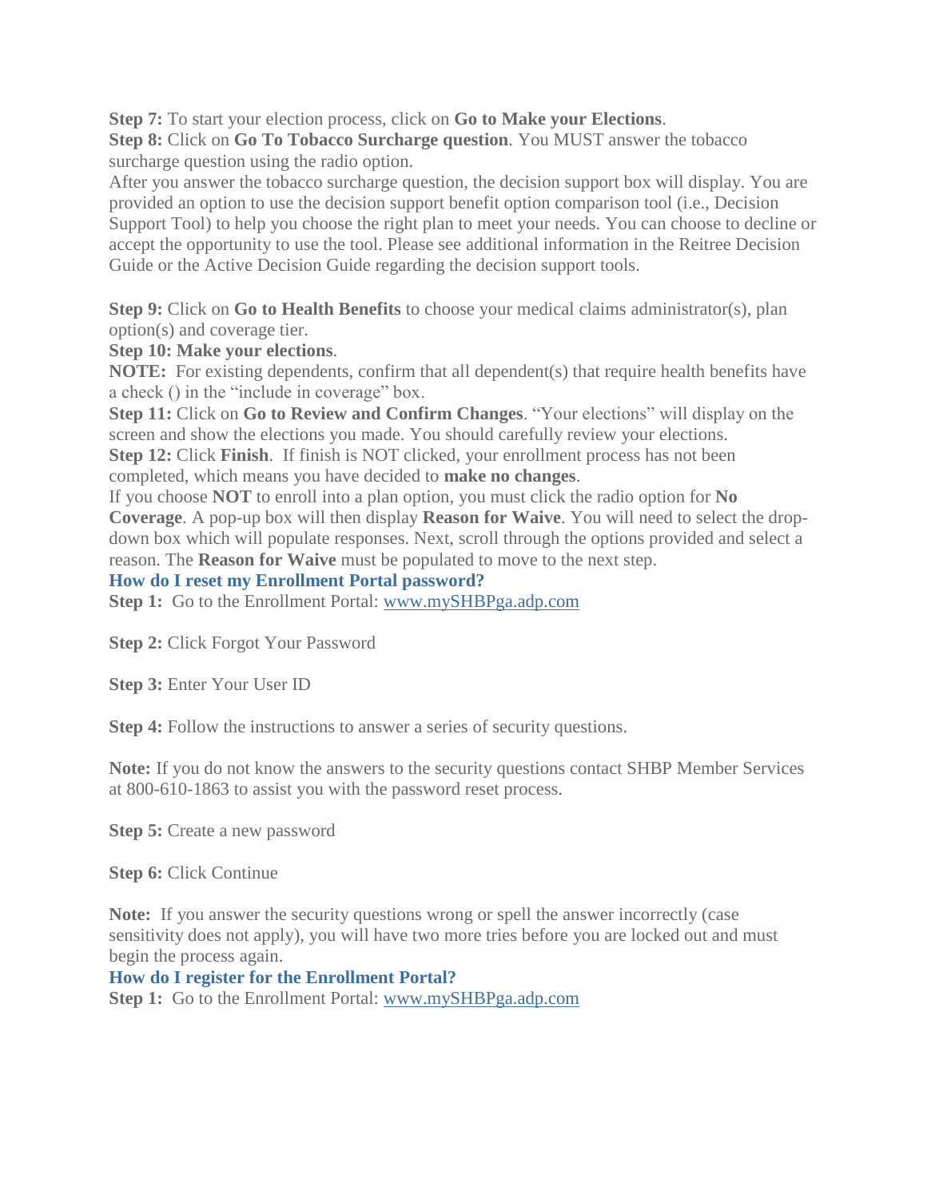**Step 7:** To start your election process, click on **Go to Make your Elections**.

**Step 8:** Click on **Go To Tobacco Surcharge question**. You MUST answer the tobacco surcharge question using the radio option.

After you answer the tobacco surcharge question, the decision support box will display. You are provided an option to use the decision support benefit option comparison tool (i.e., Decision Support Tool) to help you choose the right plan to meet your needs. You can choose to decline or accept the opportunity to use the tool. Please see additional information in the Reitree Decision Guide or the Active Decision Guide regarding the decision support tools.

**Step 9:** Click on **Go to Health Benefits** to choose your medical claims administrator(s), plan option(s) and coverage tier.

**Step 10: Make your elections**.

**NOTE:** For existing dependents, confirm that all dependent(s) that require health benefits have a check () in the "include in coverage" box.

**Step 11:** Click on **Go to Review and Confirm Changes**. "Your elections" will display on the screen and show the elections you made. You should carefully review your elections.

**Step 12:** Click **Finish**. If finish is NOT clicked, your enrollment process has not been completed, which means you have decided to **make no changes**.

If you choose **NOT** to enroll into a plan option, you must click the radio option for **No Coverage**. A pop-up box will then display **Reason for Waive**. You will need to select the drop-down box which will populate responses. Next, scroll through the options provided and select a reason. The **Reason for Waive** must be populated to move to the next step.

### How do I reset my Enrollment Portal password?

**Step 1:** Go to the Enrollment Portal: www.mySHBPga.adp.com

**Step 2:** Click Forgot Your Password

**Step 3:** Enter Your User ID

**Step 4:** Follow the instructions to answer a series of security questions.

**Note:** If you do not know the answers to the security questions contact SHBP Member Services at 800-610-1863 to assist you with the password reset process.

**Step 5:** Create a new password

**Step 6:** Click Continue

**Note:** If you answer the security questions wrong or spell the answer incorrectly (case sensitivity does not apply), you will have two more tries before you are locked out and must begin the process again.

### How do I register for the Enrollment Portal?

**Step 1:** Go to the Enrollment Portal: www.mySHBPga.adp.com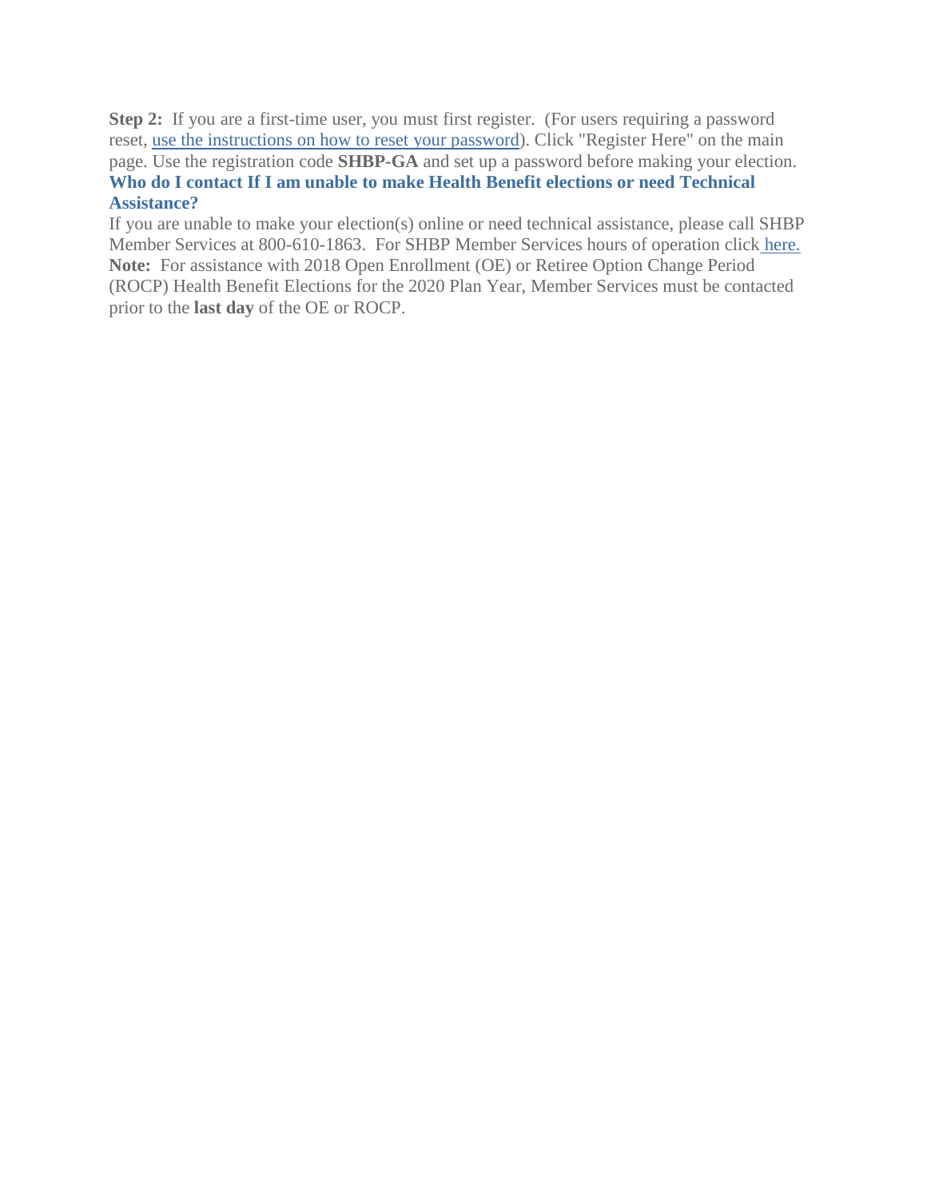**Step 2:** If you are a first-time user, you must first register. (For users requiring a password reset, use the instructions on how to reset your password). Click "Register Here" on the main page. Use the registration code **SHBP-GA** and set up a password before making your election.

### Who do I contact If I am unable to make Health Benefit elections or need Technical Assistance?

If you are unable to make your election(s) online or need technical assistance, please call SHBP Member Services at 800-610-1863. For SHBP Member Services hours of operation click here.

**Note:** For assistance with 2018 Open Enrollment (OE) or Retiree Option Change Period (ROCP) Health Benefit Elections for the 2020 Plan Year, Member Services must be contacted prior to the **last day** of the OE or ROCP.